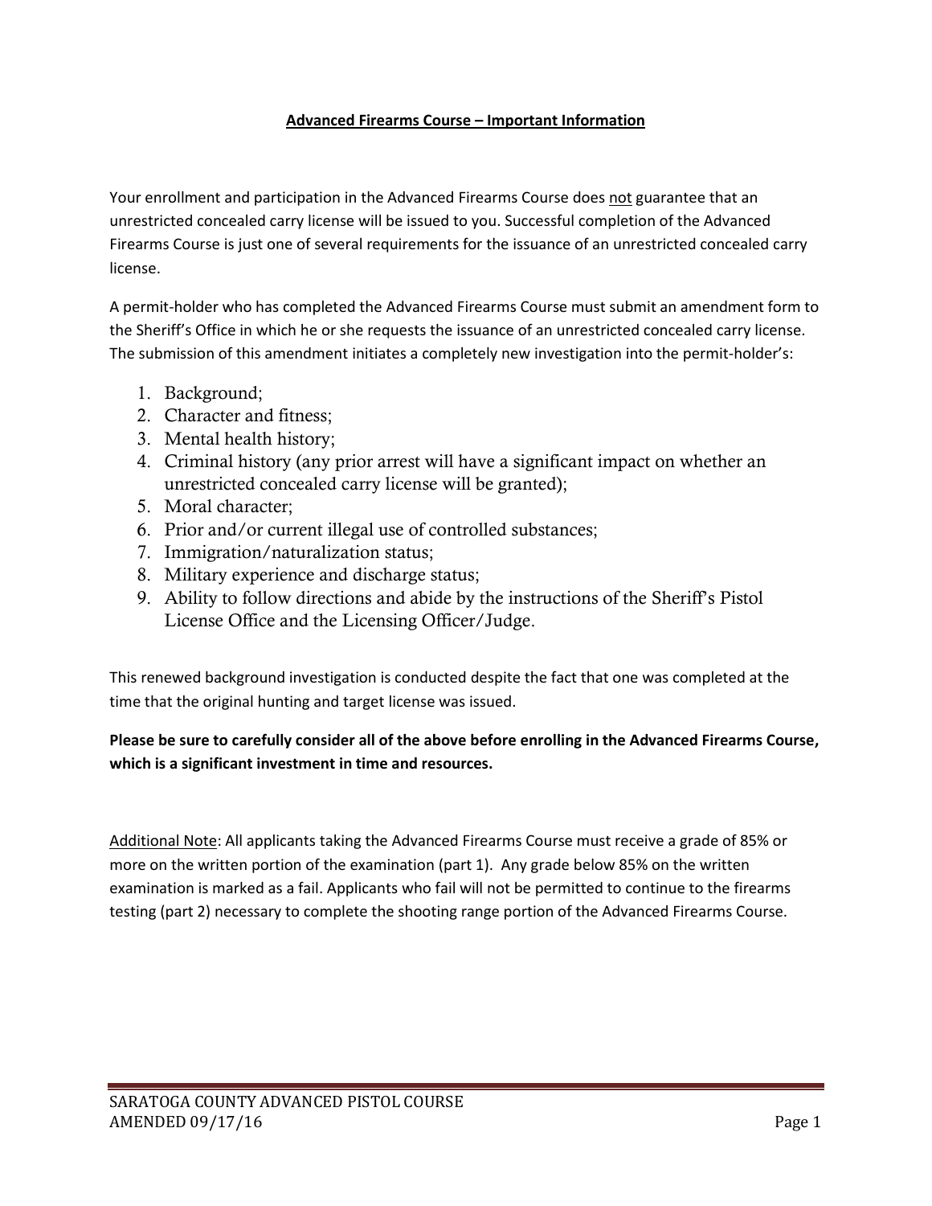# Advanced Firearms Course – Important Information

Your enrollment and participation in the Advanced Firearms Course does not guarantee that an unrestricted concealed carry license will be issued to you. Successful completion of the Advanced Firearms Course is just one of several requirements for the issuance of an unrestricted concealed carry license.

A permit-holder who has completed the Advanced Firearms Course must submit an amendment form to the Sheriff's Office in which he or she requests the issuance of an unrestricted concealed carry license. The submission of this amendment initiates a completely new investigation into the permit-holder's:

1. Background;
2. Character and fitness;
3. Mental health history;
4. Criminal history (any prior arrest will have a significant impact on whether an unrestricted concealed carry license will be granted);
5. Moral character;
6. Prior and/or current illegal use of controlled substances;
7. Immigration/naturalization status;
8. Military experience and discharge status;
9. Ability to follow directions and abide by the instructions of the Sheriff's Pistol License Office and the Licensing Officer/Judge.

This renewed background investigation is conducted despite the fact that one was completed at the time that the original hunting and target license was issued.

**Please be sure to carefully consider all of the above before enrolling in the Advanced Firearms Course, which is a significant investment in time and resources.**

Additional Note: All applicants taking the Advanced Firearms Course must receive a grade of 85% or more on the written portion of the examination (part 1). Any grade below 85% on the written examination is marked as a fail. Applicants who fail will not be permitted to continue to the firearms testing (part 2) necessary to complete the shooting range portion of the Advanced Firearms Course.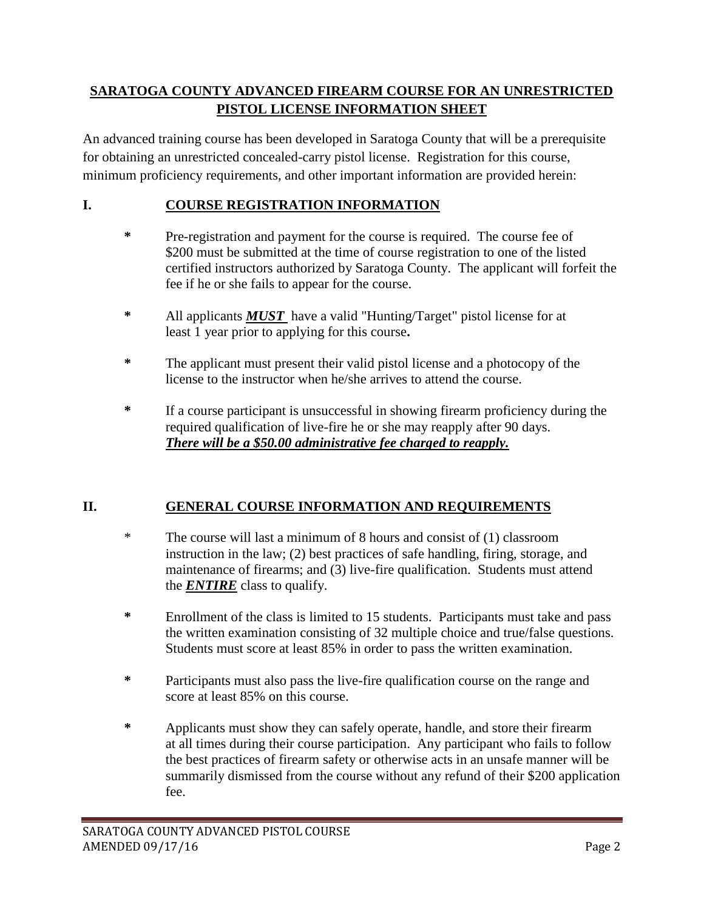## **SARATOGA COUNTY ADVANCED FIREARM COURSE FOR AN UNRESTRICTED PISTOL LICENSE INFORMATION SHEET**

An advanced training course has been developed in Saratoga County that will be a prerequisite for obtaining an unrestricted concealed-carry pistol license. Registration for this course, minimum proficiency requirements, and other important information are provided herein:

### I. COURSE REGISTRATION INFORMATION

- Pre-registration and payment for the course is required. The course fee of $200 must be submitted at the time of course registration to one of the listed certified instructors authorized by Saratoga County. The applicant will forfeit the fee if he or she fails to appear for the course.

- All applicants ***MUST*** have a valid "Hunting/Target" pistol license for at least 1 year prior to applying for this course**.**

- The applicant must present their valid pistol license and a photocopy of the license to the instructor when he/she arrives to attend the course.

- If a course participant is unsuccessful in showing firearm proficiency during the required qualification of live-fire he or she may reapply after 90 days. ***There will be a $50.00 administrative fee charged to reapply.***

### II. GENERAL COURSE INFORMATION AND REQUIREMENTS

- The course will last a minimum of 8 hours and consist of (1) classroom instruction in the law; (2) best practices of safe handling, firing, storage, and maintenance of firearms; and (3) live-fire qualification. Students must attend the ***ENTIRE*** class to qualify.

- Enrollment of the class is limited to 15 students. Participants must take and pass the written examination consisting of 32 multiple choice and true/false questions. Students must score at least 85% in order to pass the written examination.

- Participants must also pass the live-fire qualification course on the range and score at least 85% on this course.

- Applicants must show they can safely operate, handle, and store their firearm at all times during their course participation. Any participant who fails to follow the best practices of firearm safety or otherwise acts in an unsafe manner will be summarily dismissed from the course without any refund of their $200 application fee.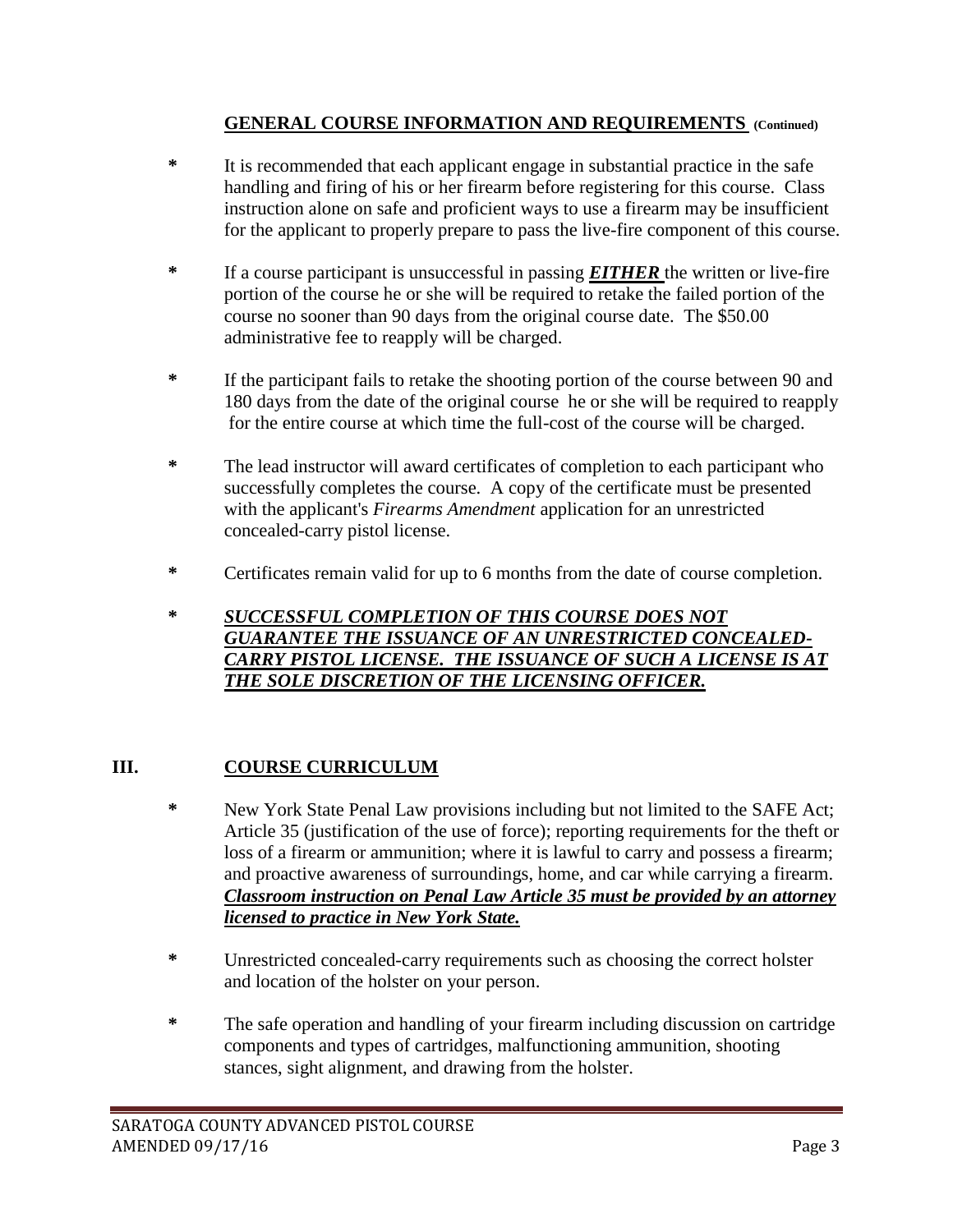## GENERAL COURSE INFORMATION AND REQUIREMENTS (Continued)

- It is recommended that each applicant engage in substantial practice in the safe handling and firing of his or her firearm before registering for this course. Class instruction alone on safe and proficient ways to use a firearm may be insufficient for the applicant to properly prepare to pass the live-fire component of this course.

- If a course participant is unsuccessful in passing ***EITHER*** the written or live-fire portion of the course he or she will be required to retake the failed portion of the course no sooner than 90 days from the original course date. The $50.00 administrative fee to reapply will be charged.

- If the participant fails to retake the shooting portion of the course between 90 and 180 days from the date of the original course he or she will be required to reapply for the entire course at which time the full-cost of the course will be charged.

- The lead instructor will award certificates of completion to each participant who successfully completes the course. A copy of the certificate must be presented with the applicant's *Firearms Amendment* application for an unrestricted concealed-carry pistol license.

- Certificates remain valid for up to 6 months from the date of course completion.

- ***SUCCESSFUL COMPLETION OF THIS COURSE DOES NOT GUARANTEE THE ISSUANCE OF AN UNRESTRICTED CONCEALED-CARRY PISTOL LICENSE. THE ISSUANCE OF SUCH A LICENSE IS AT THE SOLE DISCRETION OF THE LICENSING OFFICER.***

## III. COURSE CURRICULUM

- New York State Penal Law provisions including but not limited to the SAFE Act; Article 35 (justification of the use of force); reporting requirements for the theft or loss of a firearm or ammunition; where it is lawful to carry and possess a firearm; and proactive awareness of surroundings, home, and car while carrying a firearm. ***Classroom instruction on Penal Law Article 35 must be provided by an attorney licensed to practice in New York State.***

- Unrestricted concealed-carry requirements such as choosing the correct holster and location of the holster on your person.

- The safe operation and handling of your firearm including discussion on cartridge components and types of cartridges, malfunctioning ammunition, shooting stances, sight alignment, and drawing from the holster.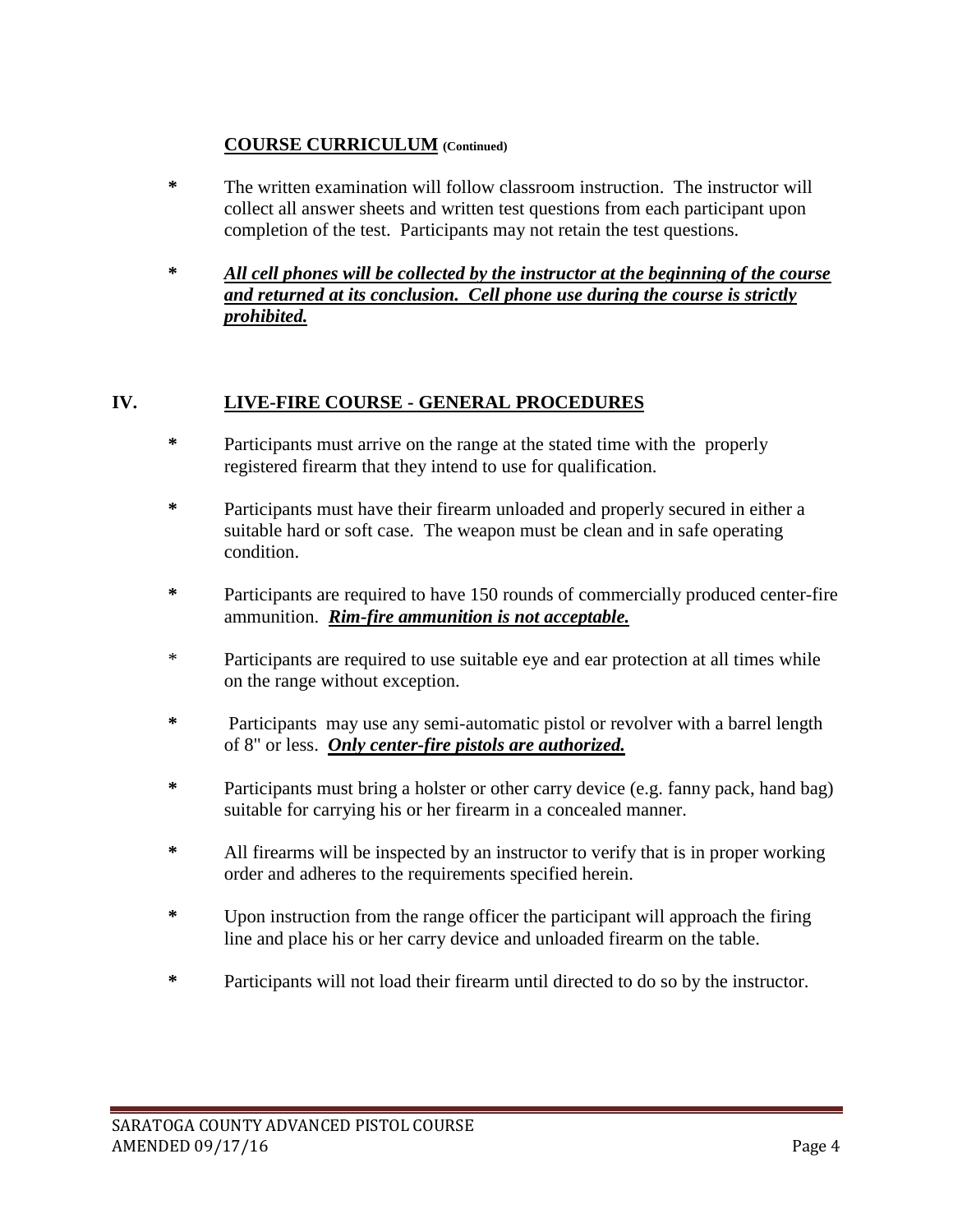## COURSE CURRICULUM (Continued)

- The written examination will follow classroom instruction. The instructor will collect all answer sheets and written test questions from each participant upon completion of the test. Participants may not retain the test questions.

- ***All cell phones will be collected by the instructor at the beginning of the course and returned at its conclusion. Cell phone use during the course is strictly prohibited.***

## IV. LIVE-FIRE COURSE - GENERAL PROCEDURES

- Participants must arrive on the range at the stated time with the properly registered firearm that they intend to use for qualification.

- Participants must have their firearm unloaded and properly secured in either a suitable hard or soft case. The weapon must be clean and in safe operating condition.

- Participants are required to have 150 rounds of commercially produced center-fire ammunition. ***Rim-fire ammunition is not acceptable.***

- Participants are required to use suitable eye and ear protection at all times while on the range without exception.

- Participants may use any semi-automatic pistol or revolver with a barrel length of 8" or less. ***Only center-fire pistols are authorized.***

- Participants must bring a holster or other carry device (e.g. fanny pack, hand bag) suitable for carrying his or her firearm in a concealed manner.

- All firearms will be inspected by an instructor to verify that is in proper working order and adheres to the requirements specified herein.

- Upon instruction from the range officer the participant will approach the firing line and place his or her carry device and unloaded firearm on the table.

- Participants will not load their firearm until directed to do so by the instructor.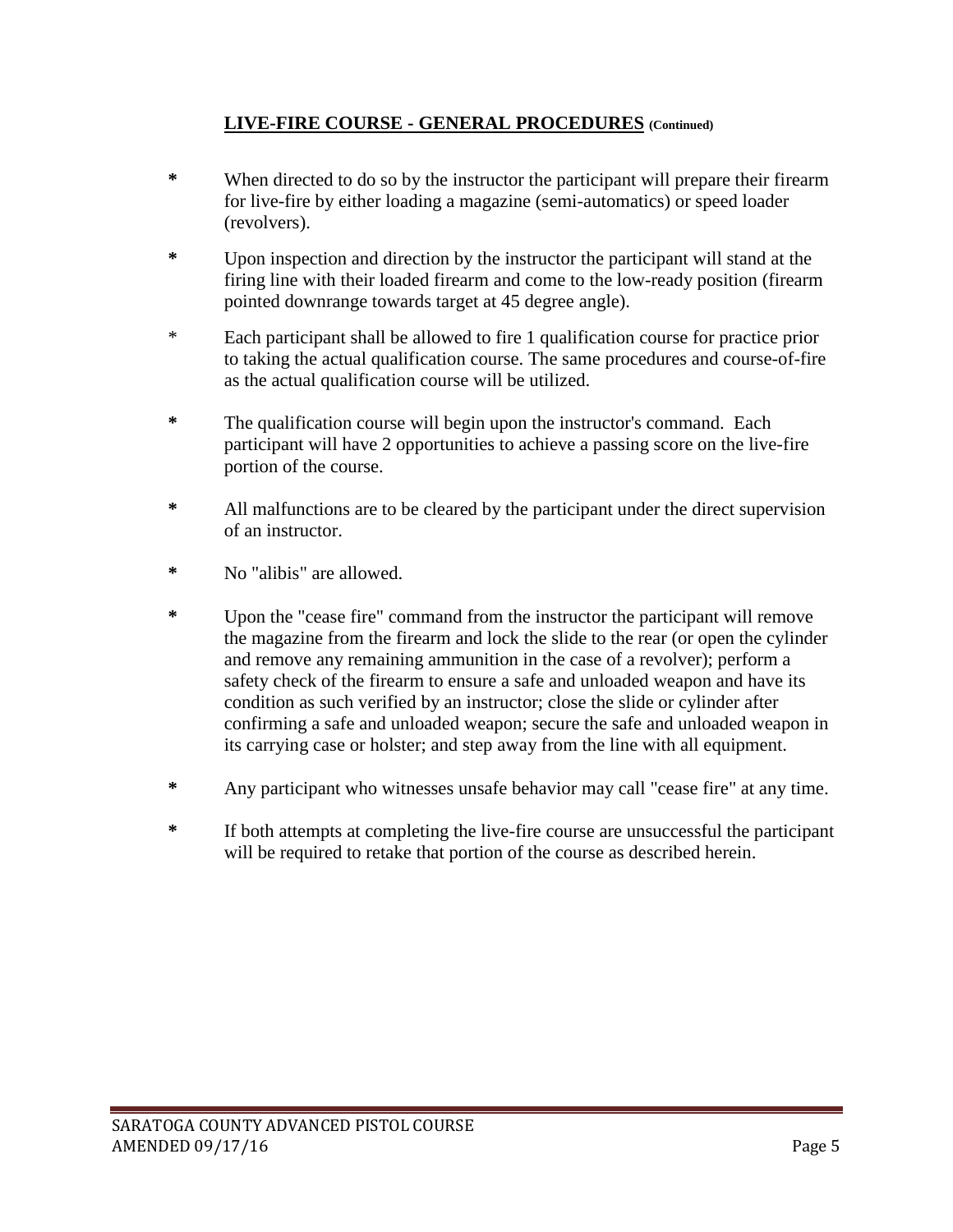## LIVE-FIRE COURSE - GENERAL PROCEDURES (Continued)

- When directed to do so by the instructor the participant will prepare their firearm for live-fire by either loading a magazine (semi-automatics) or speed loader (revolvers).
- Upon inspection and direction by the instructor the participant will stand at the firing line with their loaded firearm and come to the low-ready position (firearm pointed downrange towards target at 45 degree angle).
- Each participant shall be allowed to fire 1 qualification course for practice prior to taking the actual qualification course. The same procedures and course-of-fire as the actual qualification course will be utilized.
- The qualification course will begin upon the instructor's command. Each participant will have 2 opportunities to achieve a passing score on the live-fire portion of the course.
- All malfunctions are to be cleared by the participant under the direct supervision of an instructor.
- No "alibis" are allowed.
- Upon the "cease fire" command from the instructor the participant will remove the magazine from the firearm and lock the slide to the rear (or open the cylinder and remove any remaining ammunition in the case of a revolver); perform a safety check of the firearm to ensure a safe and unloaded weapon and have its condition as such verified by an instructor; close the slide or cylinder after confirming a safe and unloaded weapon; secure the safe and unloaded weapon in its carrying case or holster; and step away from the line with all equipment.
- Any participant who witnesses unsafe behavior may call "cease fire" at any time.
- If both attempts at completing the live-fire course are unsuccessful the participant will be required to retake that portion of the course as described herein.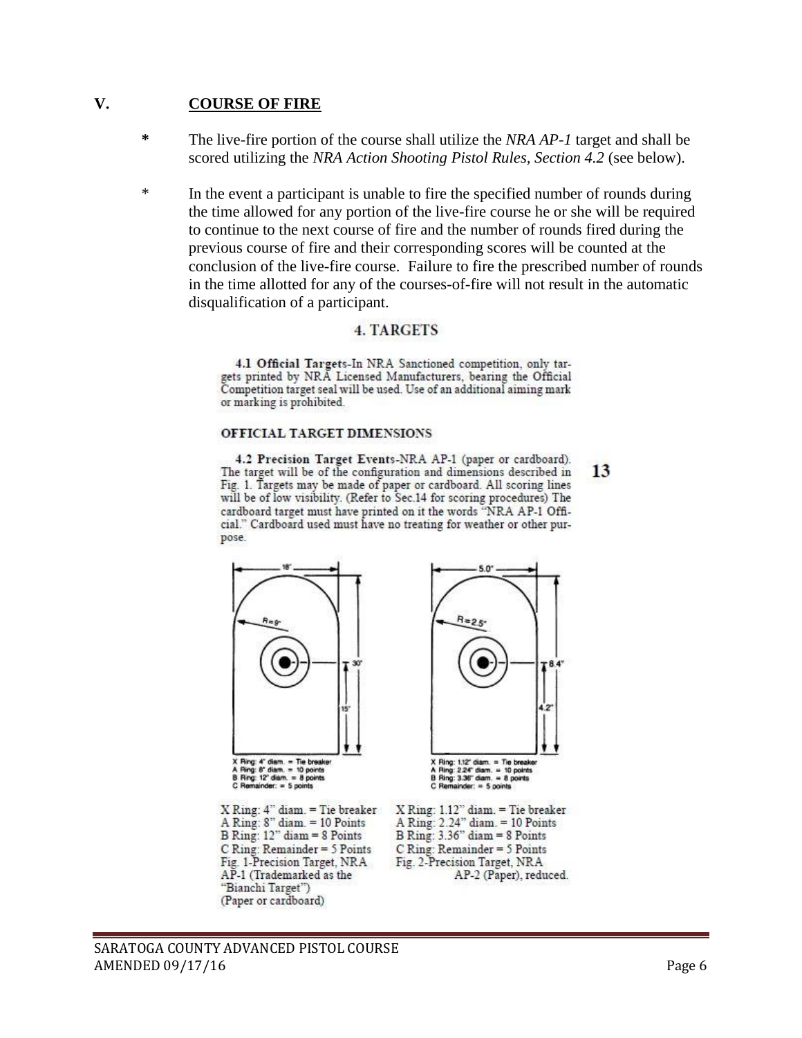## V. COURSE OF FIRE

- **\*** The live-fire portion of the course shall utilize the *NRA AP-1* target and shall be scored utilizing the *NRA Action Shooting Pistol Rules, Section 4.2* (see below).

- \* In the event a participant is unable to fire the specified number of rounds during the time allowed for any portion of the live-fire course he or she will be required to continue to the next course of fire and the number of rounds fired during the previous course of fire and their corresponding scores will be counted at the conclusion of the live-fire course. Failure to fire the prescribed number of rounds in the time allotted for any of the courses-of-fire will not result in the automatic disqualification of a participant.

### 4. TARGETS

**4.1 Official Targets**-In NRA Sanctioned competition, only targets printed by NRA Licensed Manufacturers, bearing the Official Competition target seal will be used. Use of an additional aiming mark or marking is prohibited.

**OFFICIAL TARGET DIMENSIONS**

**4.2 Precision Target Events**-NRA AP-1 (paper or cardboard). The target will be of the configuration and dimensions described in Fig. 1. Targets may be made of paper or cardboard. All scoring lines will be of low visibility. (Refer to Sec.14 for scoring procedures) The cardboard target must have printed on it the words "NRA AP-1 Official." Cardboard used must have no treating for weather or other purpose.

13

X Ring: 4" diam. = Tie breaker
A Ring: 8" diam. = 10 Points
B Ring: 12" diam = 8 Points
C Ring: Remainder = 5 Points
Fig. 1-Precision Target, NRA AP-1 (Trademarked as the "Bianchi Target")
(Paper or cardboard)

X Ring: 1.12" diam. = Tie breaker
A Ring: 2.24" diam. = 10 Points
B Ring: 3.36" diam = 8 Points
C Ring: Remainder = 5 Points
Fig. 2-Precision Target, NRA AP-2 (Paper), reduced.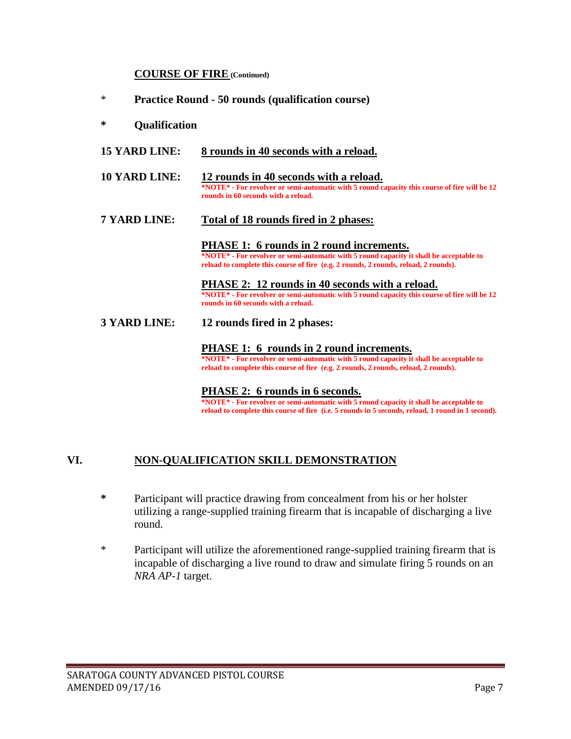**COURSE OF FIRE** (Continued)

* **Practice Round - 50 rounds (qualification course)**

* **Qualification**

**15 YARD LINE:** **8 rounds in 40 seconds with a reload.**

**10 YARD LINE:** **12 rounds in 40 seconds with a reload.**
***NOTE* - For revolver or semi-automatic with 5 round capacity this course of fire will be 12 rounds in 60 seconds with a reload.**

**7 YARD LINE:** **Total of 18 rounds fired in 2 phases:**

**PHASE 1: 6 rounds in 2 round increments.**
***NOTE* - For revolver or semi-automatic with 5 round capacity it shall be acceptable to reload to complete this course of fire (e.g. 2 rounds, 2 rounds, reload, 2 rounds).**

**PHASE 2: 12 rounds in 40 seconds with a reload.**
***NOTE* - For revolver or semi-automatic with 5 round capacity this course of fire will be 12 rounds in 60 seconds with a reload.**

**3 YARD LINE:** **12 rounds fired in 2 phases:**

**PHASE 1: 6 rounds in 2 round increments.**
***NOTE* - For revolver or semi-automatic with 5 round capacity it shall be acceptable to reload to complete this course of fire (e.g. 2 rounds, 2 rounds, reload, 2 rounds).**

**PHASE 2: 6 rounds in 6 seconds.**
***NOTE* - For revolver or semi-automatic with 5 round capacity it shall be acceptable to reload to complete this course of fire (i.e. 5 rounds in 5 seconds, reload, 1 round in 1 second).**

## VI. NON-QUALIFICATION SKILL DEMONSTRATION

* Participant will practice drawing from concealment from his or her holster utilizing a range-supplied training firearm that is incapable of discharging a live round.

* Participant will utilize the aforementioned range-supplied training firearm that is incapable of discharging a live round to draw and simulate firing 5 rounds on an *NRA AP-1* target.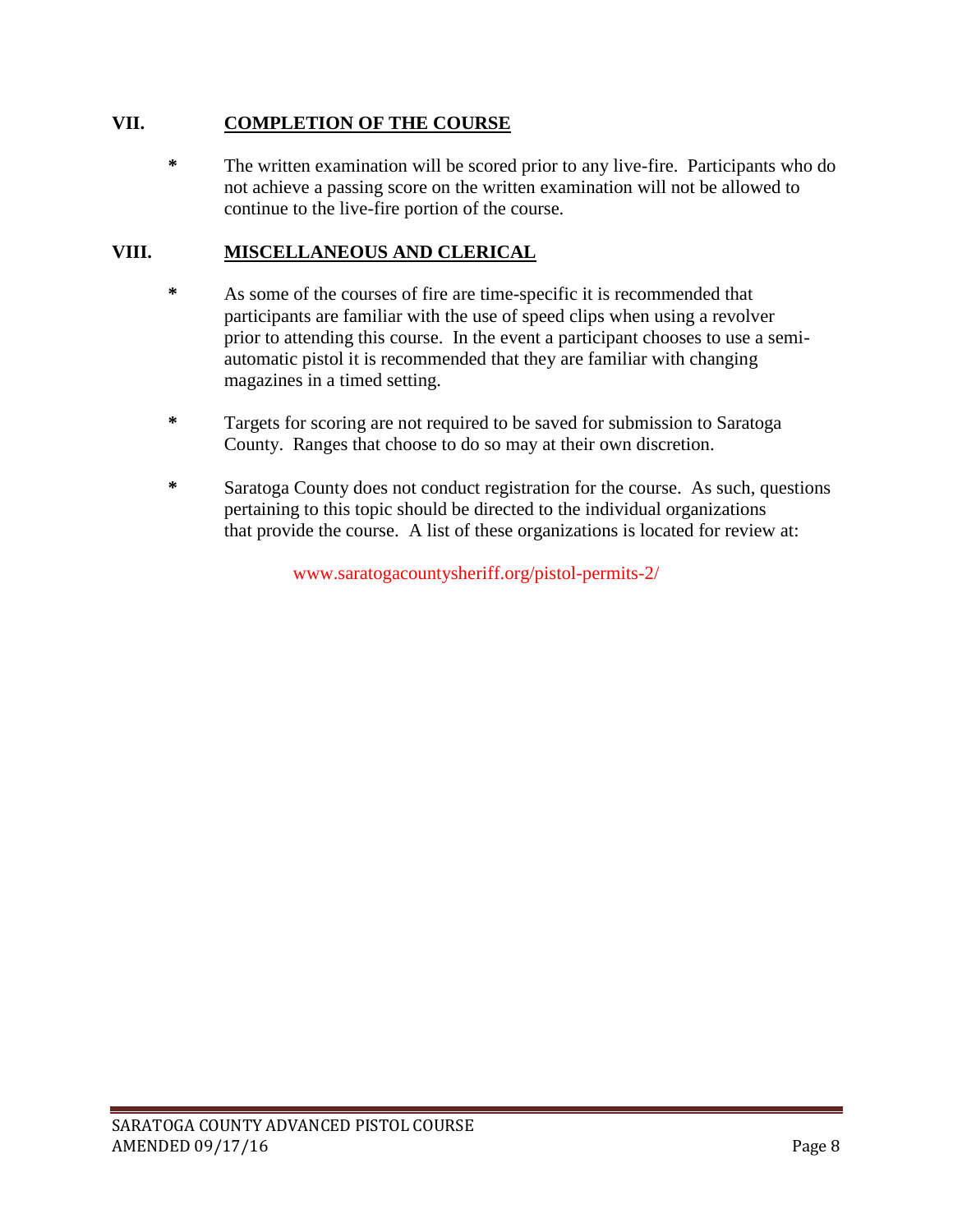## VII. COMPLETION OF THE COURSE

- The written examination will be scored prior to any live-fire. Participants who do not achieve a passing score on the written examination will not be allowed to continue to the live-fire portion of the course.

## VIII. MISCELLANEOUS AND CLERICAL

- As some of the courses of fire are time-specific it is recommended that participants are familiar with the use of speed clips when using a revolver prior to attending this course. In the event a participant chooses to use a semi-automatic pistol it is recommended that they are familiar with changing magazines in a timed setting.

- Targets for scoring are not required to be saved for submission to Saratoga County. Ranges that choose to do so may at their own discretion.

- Saratoga County does not conduct registration for the course. As such, questions pertaining to this topic should be directed to the individual organizations that provide the course. A list of these organizations is located for review at:

  www.saratogacountysheriff.org/pistol-permits-2/